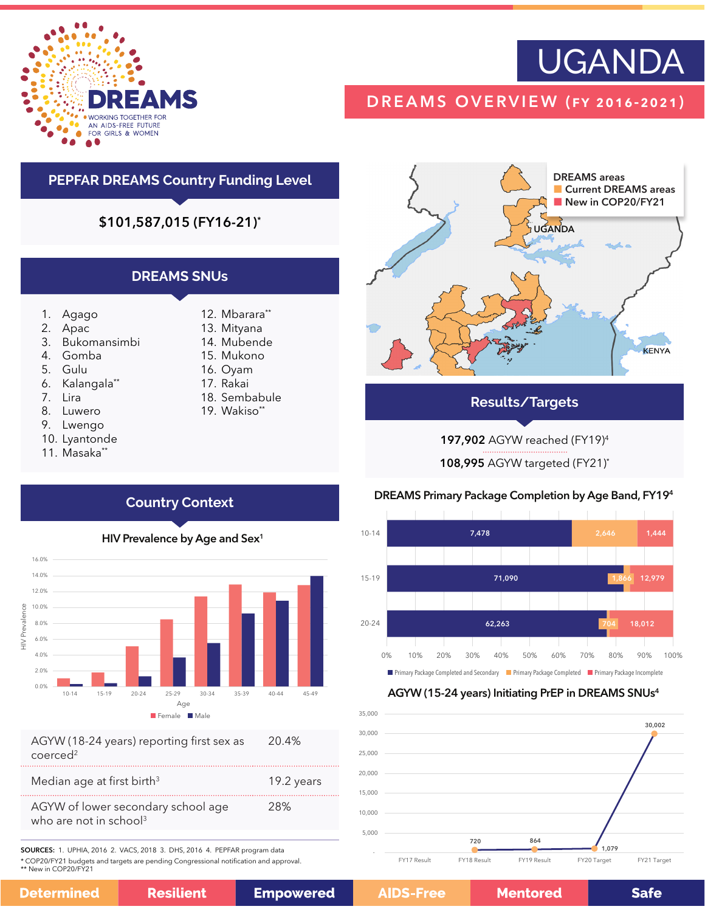# UGANDA

## DREAMS OVERVIEW (FY 2016-2021)

DREAMS — WORKING TOGETHER FOR AN AIDS-FREE FUTURE FOR GIRLS & WOMEN

## PEPFAR DREAMS Country Funding Level

**$101,587,015 (FY16-21)***

## DREAMS SNUs

1. Agago
2. Apac
3. Bukomansimbi
4. Gomba
5. Gulu
6. Kalangala**
7. Lira
8. Luwero
9. Lwengo
10. Lyantonde
11. Masaka**
12. Mbarara**
13. Mityana
14. Mubende
15. Mukono
16. Oyam
17. Rakai
18. Sembabule
19. Wakiso**

DREAMS areas: Current DREAMS areas; New in COP20/FY21

## Results/Targets

**197,902** AGYW reached (FY19)[4]

**108,995** AGYW targeted (FY21)*

## Country Context

### HIV Prevalence by Age and Sex[1]

| Age | Female | Male |
|---|---|---|
| 10-14 | ~1.0% | ~0.3% |
| 15-19 | ~1.8% | ~0.4% |
| 20-24 | ~5.1% | ~1.3% |
| 25-29 | ~8.5% | ~3.7% |
| 30-34 | ~11.4% | ~5.5% |
| 35-39 | ~12.9% | ~9.2% |
| 40-44 | ~11.9% | ~10.8% |
| 45-49 | ~12.8% | ~14.0% |

| | |
|---|---|
| AGYW (18-24 years) reporting first sex as coerced[2] | 20.4% |
| Median age at first birth[3] | 19.2 years |
| AGYW of lower secondary school age who are not in school[3] | 28% |

### DREAMS Primary Package Completion by Age Band, FY19[4]

| Age Band | Primary Package Completed and Secondary | Primary Package Completed | Primary Package Incomplete |
|---|---|---|---|
| 10-14 | 7,478 | 2,646 | 1,444 |
| 15-19 | 71,090 | 1,866 | 12,979 |
| 20-24 | 62,263 | 704 | 18,012 |

### AGYW (15-24 years) Initiating PrEP in DREAMS SNUs[4]

| | FY17 Result | FY18 Result | FY19 Result | FY20 Target | FY21 Target |
|---|---|---|---|---|---|
| AGYW initiating PrEP | | 720 | 864 | 1,079 | 30,002 |

SOURCES: 1. UPHIA, 2016 2. VACS, 2018 3. DHS, 2016 4. PEPFAR program data

* COP20/FY21 budgets and targets are pending Congressional notification and approval.

** New in COP20/FY21

Determined | Resilient | Empowered | AIDS-Free | Mentored | Safe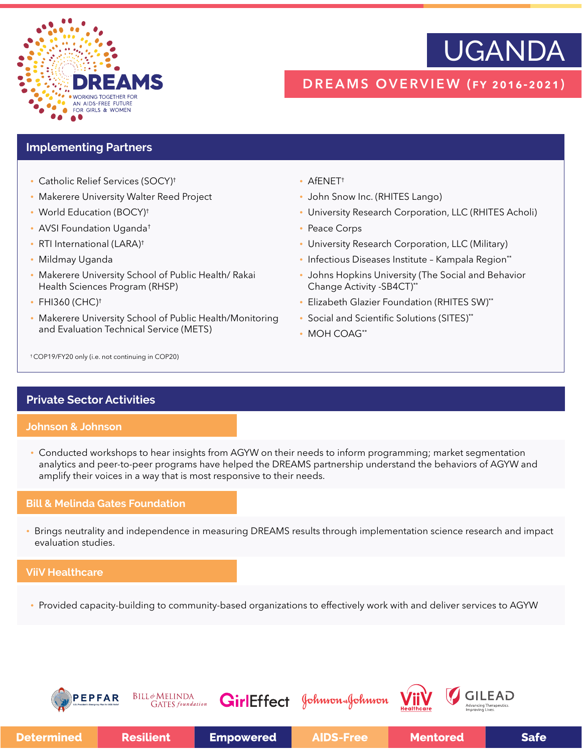# UGANDA

## DREAMS OVERVIEW (FY 2016-2021)

DREAMS
WORKING TOGETHER FOR AN AIDS-FREE FUTURE FOR GIRLS & WOMEN

## Implementing Partners

- Catholic Relief Services (SOCY)†
- Makerere University Walter Reed Project
- World Education (BOCY)†
- AVSI Foundation Uganda†
- RTI International (LARA)†
- Mildmay Uganda
- Makerere University School of Public Health/ Rakai Health Sciences Program (RHSP)
- FHI360 (CHC)†
- Makerere University School of Public Health/Monitoring and Evaluation Technical Service (METS)
- AfENET†
- John Snow Inc. (RHITES Lango)
- University Research Corporation, LLC (RHITES Acholi)
- Peace Corps
- University Research Corporation, LLC (Military)
- Infectious Diseases Institute – Kampala Region**
- Johns Hopkins University (The Social and Behavior Change Activity -SB4CT)**
- Elizabeth Glazier Foundation (RHITES SW)**
- Social and Scientific Solutions (SITES)**
- MOH COAG**

† COP19/FY20 only (i.e. not continuing in COP20)

## Private Sector Activities

### Johnson & Johnson

- Conducted workshops to hear insights from AGYW on their needs to inform programming; market segmentation analytics and peer-to-peer programs have helped the DREAMS partnership understand the behaviors of AGYW and amplify their voices in a way that is most responsive to their needs.

### Bill & Melinda Gates Foundation

- Brings neutrality and independence in measuring DREAMS results through implementation science research and impact evaluation studies.

### ViiV Healthcare

- Provided capacity-building to community-based organizations to effectively work with and deliver services to AGYW

PEPFAR | BILL & MELINDA GATES foundation | GirlEffect | Johnson & Johnson | ViiV Healthcare | GILEAD

Determined | Resilient | Empowered | AIDS-Free | Mentored | Safe